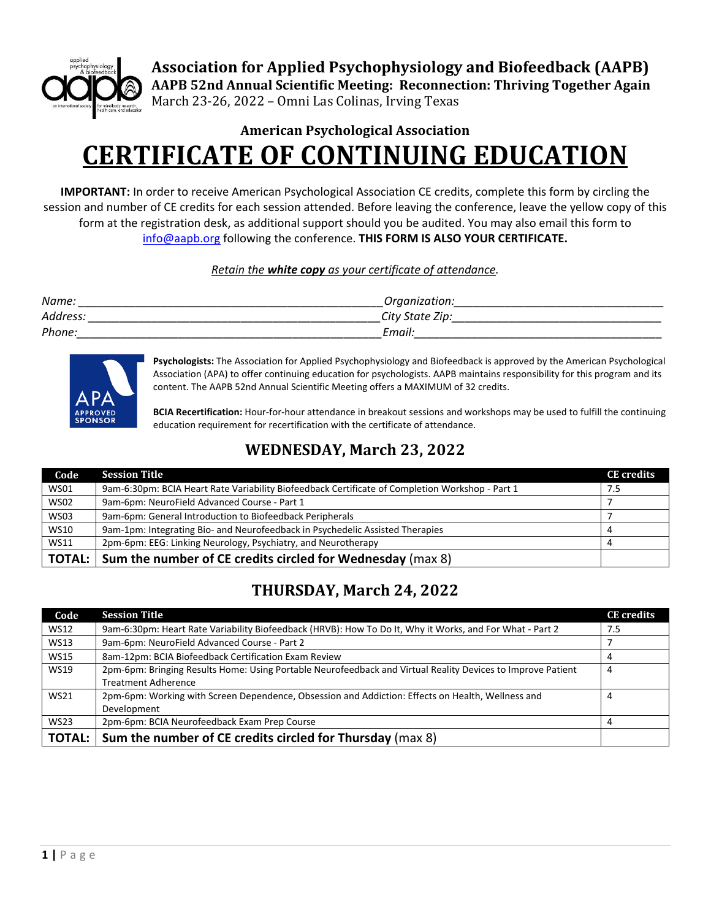# Association for Applied Psychophysiology and Biofeedback (AAPB)

**AAPB 52nd Annual Scientific Meeting: Reconnection: Thriving Together Again**

March 23-26, 2022 – Omni Las Colinas, Irving Texas

**American Psychological Association**

# CERTIFICATE OF CONTINUING EDUCATION

**IMPORTANT:** In order to receive American Psychological Association CE credits, complete this form by circling the session and number of CE credits for each session attended. Before leaving the conference, leave the yellow copy of this form at the registration desk, as additional support should you be audited. You may also email this form to info@aapb.org following the conference. **THIS FORM IS ALSO YOUR CERTIFICATE.**

*Retain the **white copy** as your certificate of attendance.*

*Name:* ______________________________ *Organization:* ______________________________
*Address:* ______________________________ *City State Zip:* ______________________________
*Phone:* ______________________________ *Email:* ______________________________

**Psychologists:** The Association for Applied Psychophysiology and Biofeedback is approved by the American Psychological Association (APA) to offer continuing education for psychologists. AAPB maintains responsibility for this program and its content. The AAPB 52nd Annual Scientific Meeting offers a MAXIMUM of 32 credits.

**BCIA Recertification:** Hour-for-hour attendance in breakout sessions and workshops may be used to fulfill the continuing education requirement for recertification with the certificate of attendance.

## WEDNESDAY, March 23, 2022

| Code | Session Title | CE credits |
|---|---|---|
| WS01 | 9am-6:30pm: BCIA Heart Rate Variability Biofeedback Certificate of Completion Workshop - Part 1 | 7.5 |
| WS02 | 9am-6pm: NeuroField Advanced Course - Part 1 | 7 |
| WS03 | 9am-6pm: General Introduction to Biofeedback Peripherals | 7 |
| WS10 | 9am-1pm: Integrating Bio- and Neurofeedback in Psychedelic Assisted Therapies | 4 |
| WS11 | 2pm-6pm: EEG: Linking Neurology, Psychiatry, and Neurotherapy | 4 |
| **TOTAL:** | **Sum the number of CE credits circled for Wednesday** (max 8) | |

## THURSDAY, March 24, 2022

| Code | Session Title | CE credits |
|---|---|---|
| WS12 | 9am-6:30pm: Heart Rate Variability Biofeedback (HRVB): How To Do It, Why it Works, and For What - Part 2 | 7.5 |
| WS13 | 9am-6pm: NeuroField Advanced Course - Part 2 | 7 |
| WS15 | 8am-12pm: BCIA Biofeedback Certification Exam Review | 4 |
| WS19 | 2pm-6pm: Bringing Results Home: Using Portable Neurofeedback and Virtual Reality Devices to Improve Patient Treatment Adherence | 4 |
| WS21 | 2pm-6pm: Working with Screen Dependence, Obsession and Addiction: Effects on Health, Wellness and Development | 4 |
| WS23 | 2pm-6pm: BCIA Neurofeedback Exam Prep Course | 4 |
| **TOTAL:** | **Sum the number of CE credits circled for Thursday** (max 8) | |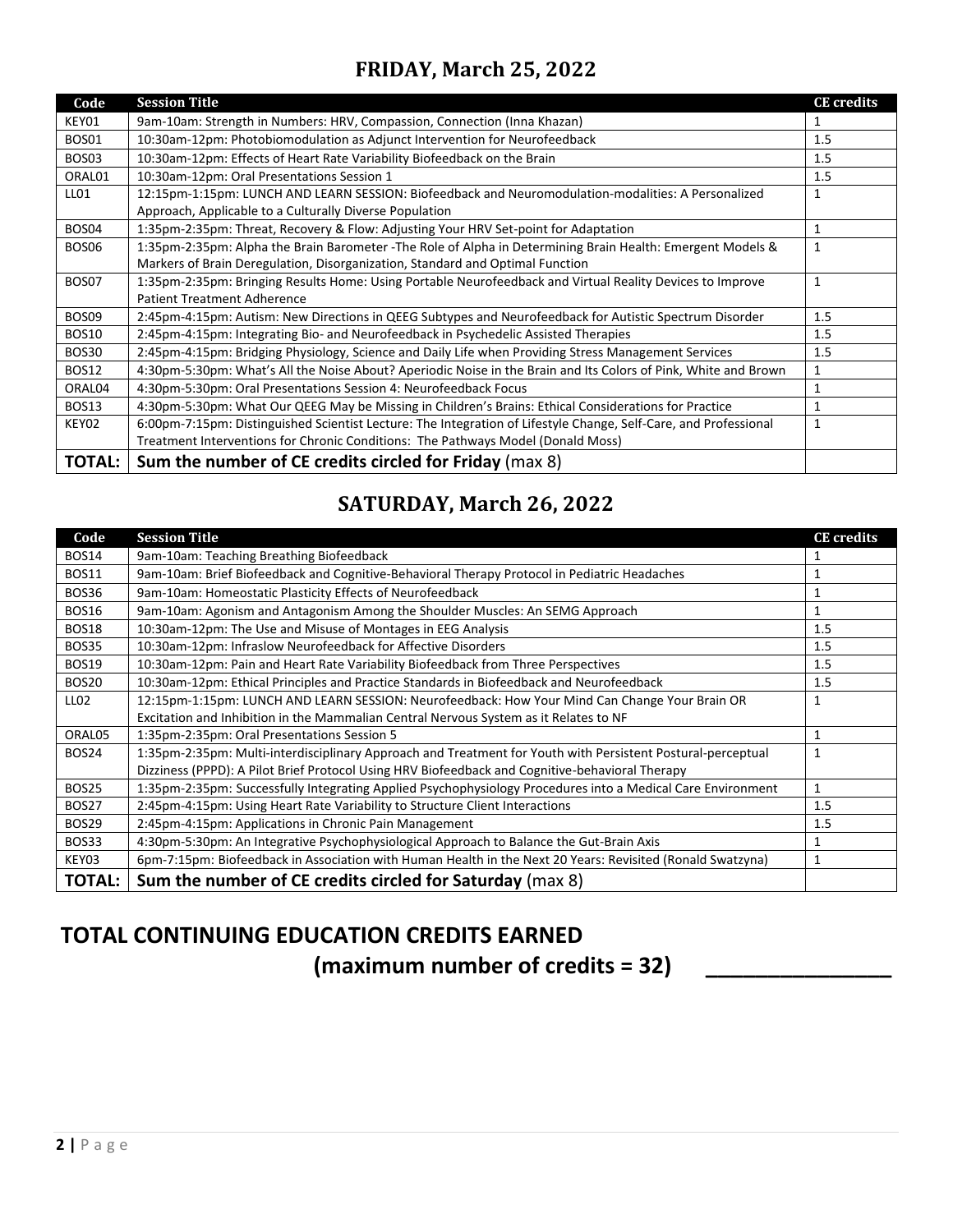## FRIDAY, March 25, 2022

| Code | Session Title | CE credits |
|---|---|---|
| KEY01 | 9am-10am: Strength in Numbers: HRV, Compassion, Connection (Inna Khazan) | 1 |
| BOS01 | 10:30am-12pm: Photobiomodulation as Adjunct Intervention for Neurofeedback | 1.5 |
| BOS03 | 10:30am-12pm: Effects of Heart Rate Variability Biofeedback on the Brain | 1.5 |
| ORAL01 | 10:30am-12pm: Oral Presentations Session 1 | 1.5 |
| LL01 | 12:15pm-1:15pm: LUNCH AND LEARN SESSION: Biofeedback and Neuromodulation-modalities: A Personalized Approach, Applicable to a Culturally Diverse Population | 1 |
| BOS04 | 1:35pm-2:35pm: Threat, Recovery & Flow: Adjusting Your HRV Set-point for Adaptation | 1 |
| BOS06 | 1:35pm-2:35pm: Alpha the Brain Barometer -The Role of Alpha in Determining Brain Health: Emergent Models & Markers of Brain Deregulation, Disorganization, Standard and Optimal Function | 1 |
| BOS07 | 1:35pm-2:35pm: Bringing Results Home: Using Portable Neurofeedback and Virtual Reality Devices to Improve Patient Treatment Adherence | 1 |
| BOS09 | 2:45pm-4:15pm: Autism: New Directions in QEEG Subtypes and Neurofeedback for Autistic Spectrum Disorder | 1.5 |
| BOS10 | 2:45pm-4:15pm: Integrating Bio- and Neurofeedback in Psychedelic Assisted Therapies | 1.5 |
| BOS30 | 2:45pm-4:15pm: Bridging Physiology, Science and Daily Life when Providing Stress Management Services | 1.5 |
| BOS12 | 4:30pm-5:30pm: What's All the Noise About? Aperiodic Noise in the Brain and Its Colors of Pink, White and Brown | 1 |
| ORAL04 | 4:30pm-5:30pm: Oral Presentations Session 4: Neurofeedback Focus | 1 |
| BOS13 | 4:30pm-5:30pm: What Our QEEG May be Missing in Children's Brains: Ethical Considerations for Practice | 1 |
| KEY02 | 6:00pm-7:15pm: Distinguished Scientist Lecture: The Integration of Lifestyle Change, Self-Care, and Professional Treatment Interventions for Chronic Conditions: The Pathways Model (Donald Moss) | 1 |
| **TOTAL:** | **Sum the number of CE credits circled for Friday** (max 8) | |

## SATURDAY, March 26, 2022

| Code | Session Title | CE credits |
|---|---|---|
| BOS14 | 9am-10am: Teaching Breathing Biofeedback | 1 |
| BOS11 | 9am-10am: Brief Biofeedback and Cognitive-Behavioral Therapy Protocol in Pediatric Headaches | 1 |
| BOS36 | 9am-10am: Homeostatic Plasticity Effects of Neurofeedback | 1 |
| BOS16 | 9am-10am: Agonism and Antagonism Among the Shoulder Muscles: An SEMG Approach | 1 |
| BOS18 | 10:30am-12pm: The Use and Misuse of Montages in EEG Analysis | 1.5 |
| BOS35 | 10:30am-12pm: Infraslow Neurofeedback for Affective Disorders | 1.5 |
| BOS19 | 10:30am-12pm: Pain and Heart Rate Variability Biofeedback from Three Perspectives | 1.5 |
| BOS20 | 10:30am-12pm: Ethical Principles and Practice Standards in Biofeedback and Neurofeedback | 1.5 |
| LL02 | 12:15pm-1:15pm: LUNCH AND LEARN SESSION: Neurofeedback: How Your Mind Can Change Your Brain OR Excitation and Inhibition in the Mammalian Central Nervous System as it Relates to NF | 1 |
| ORAL05 | 1:35pm-2:35pm: Oral Presentations Session 5 | 1 |
| BOS24 | 1:35pm-2:35pm: Multi-interdisciplinary Approach and Treatment for Youth with Persistent Postural-perceptual Dizziness (PPPD): A Pilot Brief Protocol Using HRV Biofeedback and Cognitive-behavioral Therapy | 1 |
| BOS25 | 1:35pm-2:35pm: Successfully Integrating Applied Psychophysiology Procedures into a Medical Care Environment | 1 |
| BOS27 | 2:45pm-4:15pm: Using Heart Rate Variability to Structure Client Interactions | 1.5 |
| BOS29 | 2:45pm-4:15pm: Applications in Chronic Pain Management | 1.5 |
| BOS33 | 4:30pm-5:30pm: An Integrative Psychophysiological Approach to Balance the Gut-Brain Axis | 1 |
| KEY03 | 6pm-7:15pm: Biofeedback in Association with Human Health in the Next 20 Years: Revisited (Ronald Swatzyna) | 1 |
| **TOTAL:** | **Sum the number of CE credits circled for Saturday** (max 8) | |

## TOTAL CONTINUING EDUCATION CREDITS EARNED

**(maximum number of credits = 32)** _______________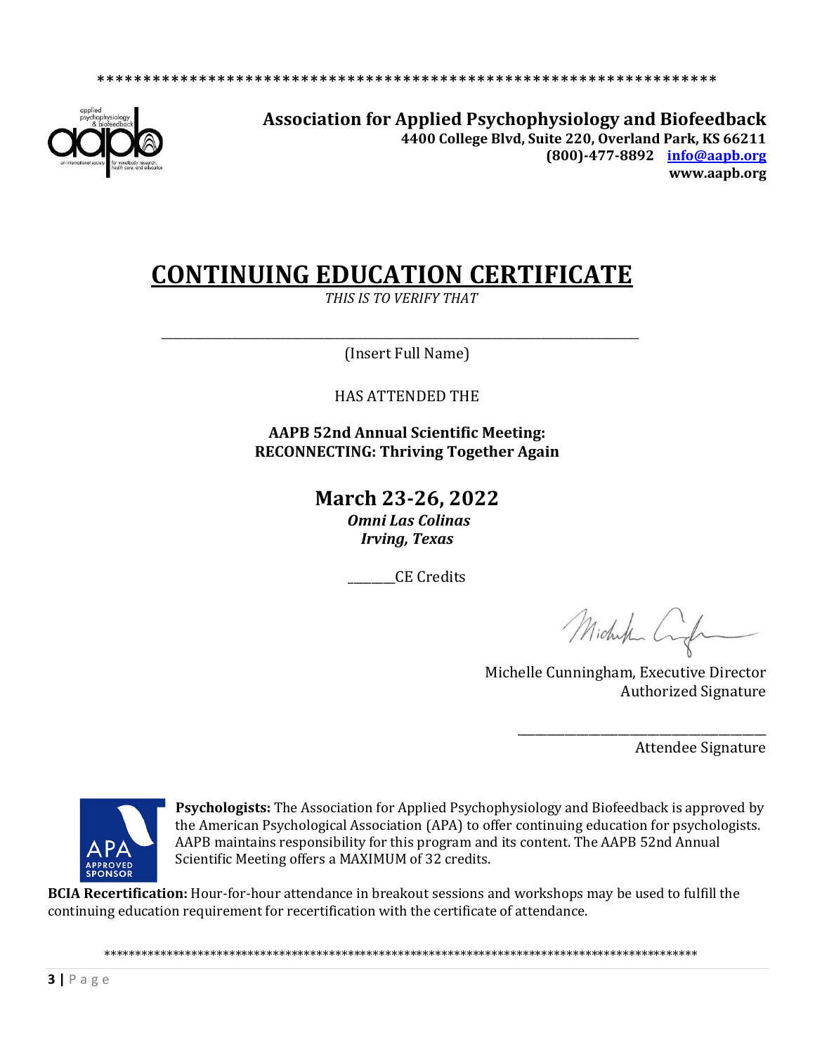*******************************************************************

**Association for Applied Psychophysiology and Biofeedback**
**4400 College Blvd, Suite 220, Overland Park, KS 66211**
**(800)-477-8892 [info@aapb.org](mailto:info@aapb.org)**
**www.aapb.org**

# CONTINUING EDUCATION CERTIFICATE

*THIS IS TO VERIFY THAT*

______________________________________________________________________________

(Insert Full Name)

HAS ATTENDED THE

**AAPB 52nd Annual Scientific Meeting:**
**RECONNECTING: Thriving Together Again**

## March 23-26, 2022

***Omni Las Colinas***
***Irving, Texas***

________CE Credits

Michelle Cunningham, Executive Director
Authorized Signature

_______________________________________

Attendee Signature

**Psychologists:** The Association for Applied Psychophysiology and Biofeedback is approved by the American Psychological Association (APA) to offer continuing education for psychologists. AAPB maintains responsibility for this program and its content. The AAPB 52nd Annual Scientific Meeting offers a MAXIMUM of 32 credits.

**BCIA Recertification:** Hour-for-hour attendance in breakout sessions and workshops may be used to fulfill the continuing education requirement for recertification with the certificate of attendance.

*************************************************************************************************